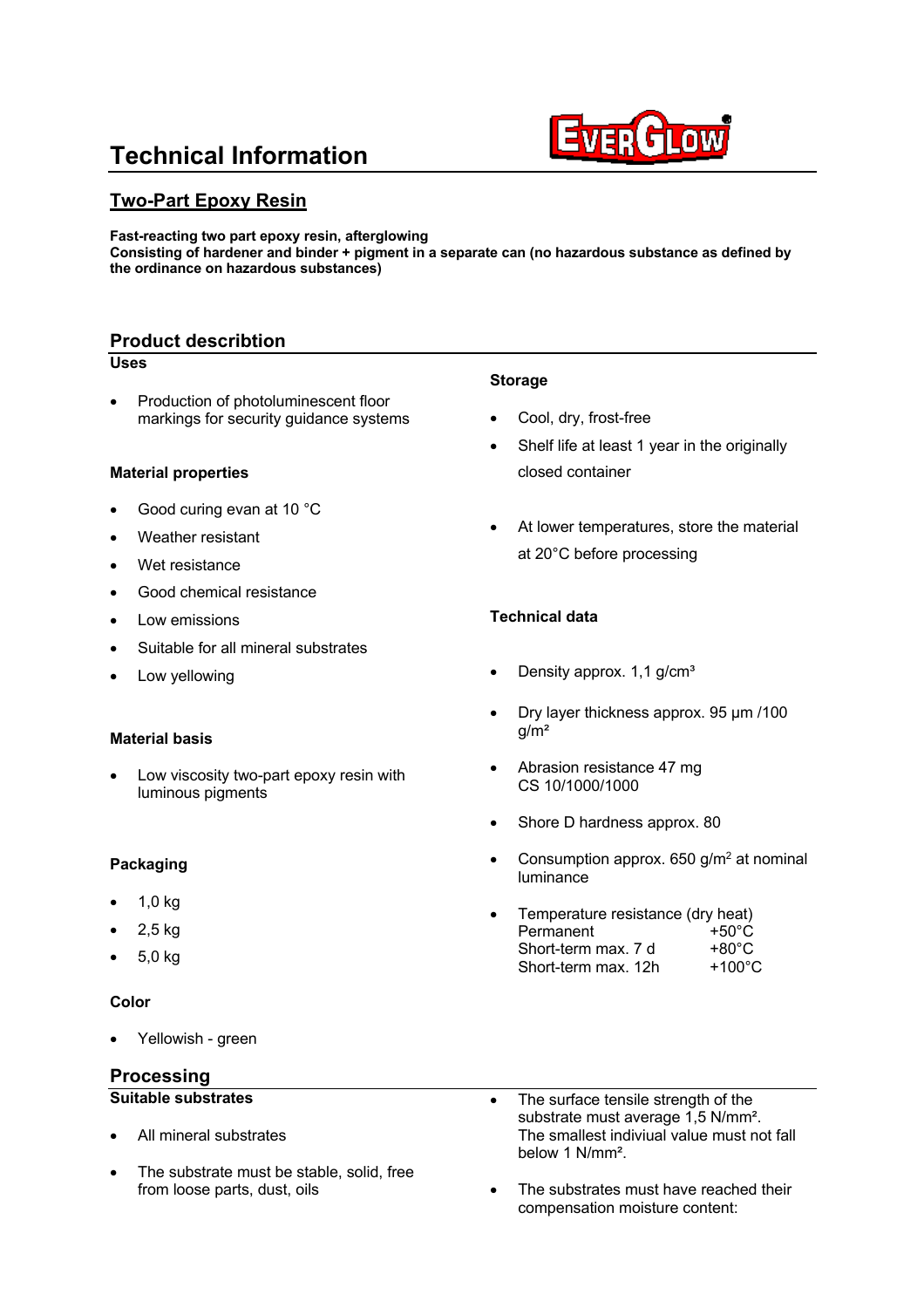# Technical Information

EVERGLOW

## Two-Part Epoxy Resin

**Fast-reacting two part epoxy resin, afterglowing**
**Consisting of hardener and binder + pigment in a separate can (no hazardous substance as defined by the ordinance on hazardous substances)**

## Product describtion

### Uses

- Production of photoluminescent floor markings for security guidance systems

### Material properties

- Good curing evan at 10 °C
- Weather resistant
- Wet resistance
- Good chemical resistance
- Low emissions
- Suitable for all mineral substrates
- Low yellowing

### Material basis

- Low viscosity two-part epoxy resin with luminous pigments

### Packaging

- 1,0 kg
- 2,5 kg
- 5,0 kg

### Color

- Yellowish - green

### Storage

- Cool, dry, frost-free
- Shelf life at least 1 year in the originally closed container
- At lower temperatures, store the material at 20°C before processing

### Technical data

- Density approx. 1,1 g/cm³
- Dry layer thickness approx. 95 µm /100 g/m²
- Abrasion resistance 47 mg CS 10/1000/1000
- Shore D hardness approx. 80
- Consumption approx. 650 g/m² at nominal luminance
- Temperature resistance (dry heat)
  - Permanent +50°C
  - Short-term max. 7 d +80°C
  - Short-term max. 12h +100°C

## Processing

### Suitable substrates

- All mineral substrates
- The substrate must be stable, solid, free from loose parts, dust, oils
- The surface tensile strength of the substrate must average 1,5 N/mm². The smallest indiviual value must not fall below 1 N/mm².
- The substrates must have reached their compensation moisture content: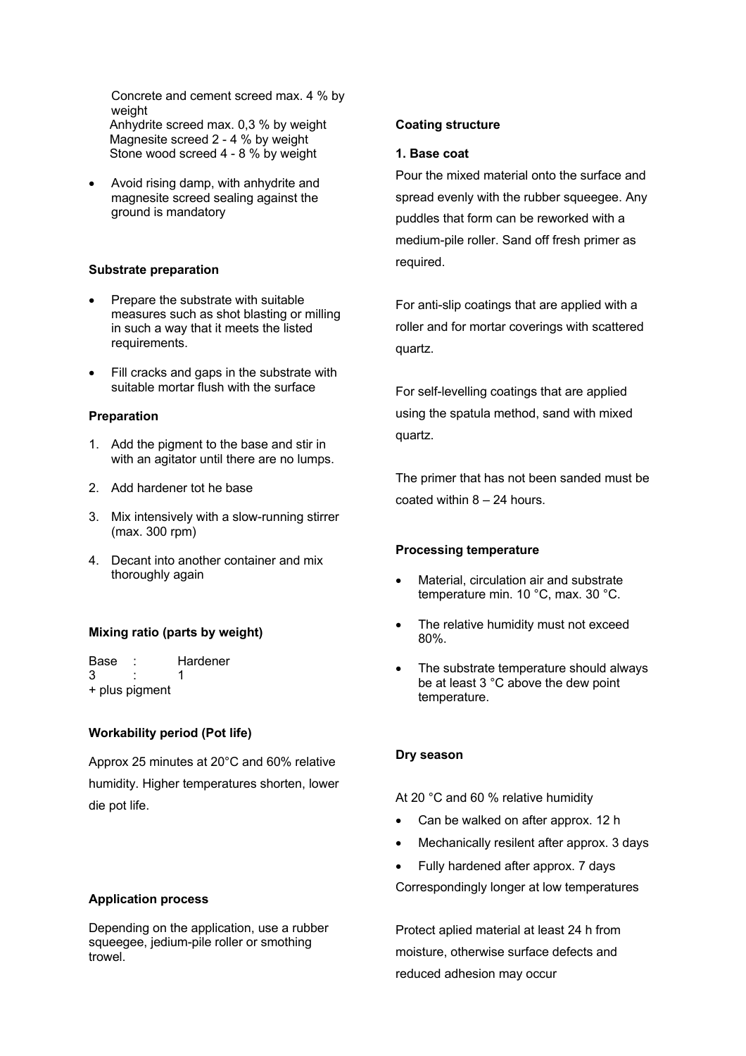Concrete and cement screed max. 4 % by weight
Anhydrite screed max. 0,3 % by weight
Magnesite screed 2 - 4 % by weight
Stone wood screed 4 - 8 % by weight

- Avoid rising damp, with anhydrite and magnesite screed sealing against the ground is mandatory

**Substrate preparation**

- Prepare the substrate with suitable measures such as shot blasting or milling in such a way that it meets the listed requirements.
- Fill cracks and gaps in the substrate with suitable mortar flush with the surface

**Preparation**

1. Add the pigment to the base and stir in with an agitator until there are no lumps.
2. Add hardener tot he base
3. Mix intensively with a slow-running stirrer (max. 300 rpm)
4. Decant into another container and mix thoroughly again

**Mixing ratio (parts by weight)**

| Base | : | Hardener |
|---|---|---|
| 3 | : | 1 |

\+ plus pigment

**Workability period (Pot life)**

Approx 25 minutes at 20°C and 60% relative humidity. Higher temperatures shorten, lower die pot life.

**Application process**

Depending on the application, use a rubber squeegee, jedium-pile roller or smothing trowel.

**Coating structure**

**1. Base coat**

Pour the mixed material onto the surface and spread evenly with the rubber squeegee. Any puddles that form can be reworked with a medium-pile roller. Sand off fresh primer as required.

For anti-slip coatings that are applied with a roller and for mortar coverings with scattered quartz.

For self-levelling coatings that are applied using the spatula method, sand with mixed quartz.

The primer that has not been sanded must be coated within 8 – 24 hours.

**Processing temperature**

- Material, circulation air and substrate temperature min. 10 °C, max. 30 °C.
- The relative humidity must not exceed 80%.
- The substrate temperature should always be at least 3 °C above the dew point temperature.

**Dry season**

At 20 °C and 60 % relative humidity

- Can be walked on after approx. 12 h
- Mechanically resilent after approx. 3 days
- Fully hardened after approx. 7 days

Correspondingly longer at low temperatures

Protect aplied material at least 24 h from moisture, otherwise surface defects and reduced adhesion may occur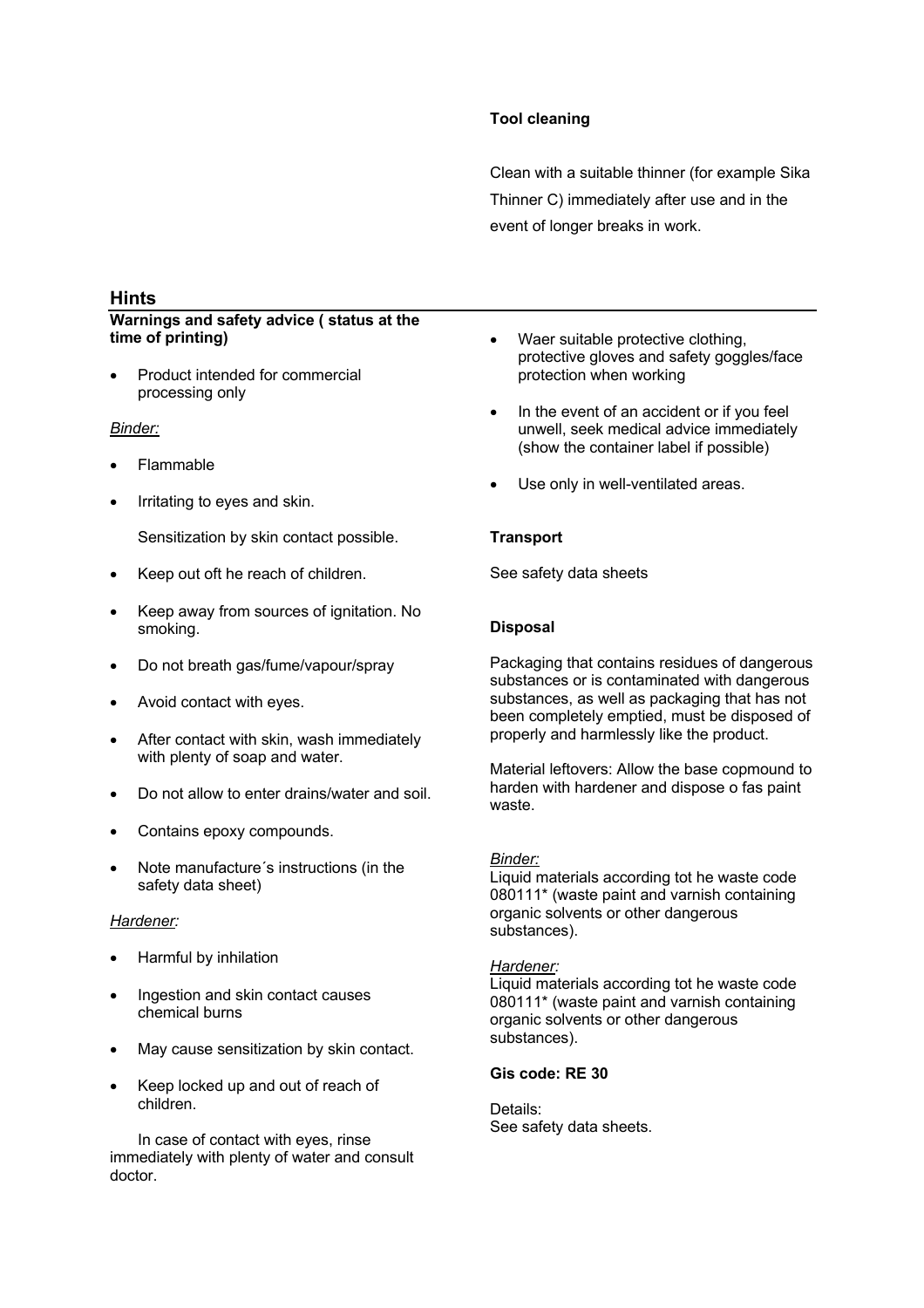**Tool cleaning**

Clean with a suitable thinner (for example Sika Thinner C) immediately after use and in the event of longer breaks in work.

## Hints

**Warnings and safety advice ( status at the time of printing)**

- Product intended for commercial processing only

*Binder:*

- Flammable
- Irritating to eyes and skin.

  Sensitization by skin contact possible.
- Keep out oft he reach of children.
- Keep away from sources of ignitation. No smoking.
- Do not breath gas/fume/vapour/spray
- Avoid contact with eyes.
- After contact with skin, wash immediately with plenty of soap and water.
- Do not allow to enter drains/water and soil.
- Contains epoxy compounds.
- Note manufacture´s instructions (in the safety data sheet)

*Hardener:*

- Harmful by inhilation
- Ingestion and skin contact causes chemical burns
- May cause sensitization by skin contact.
- Keep locked up and out of reach of children.

  In case of contact with eyes, rinse immediately with plenty of water and consult doctor.

- Waer suitable protective clothing, protective gloves and safety goggles/face protection when working
- In the event of an accident or if you feel unwell, seek medical advice immediately (show the container label if possible)
- Use only in well-ventilated areas.

**Transport**

See safety data sheets

**Disposal**

Packaging that contains residues of dangerous substances or is contaminated with dangerous substances, as well as packaging that has not been completely emptied, must be disposed of properly and harmlessly like the product.

Material leftovers: Allow the base copmound to harden with hardener and dispose o fas paint waste.

*Binder:*
Liquid materials according tot he waste code 080111* (waste paint and varnish containing organic solvents or other dangerous substances).

*Hardener:*
Liquid materials according tot he waste code 080111* (waste paint and varnish containing organic solvents or other dangerous substances).

**Gis code: RE 30**

Details:
See safety data sheets.